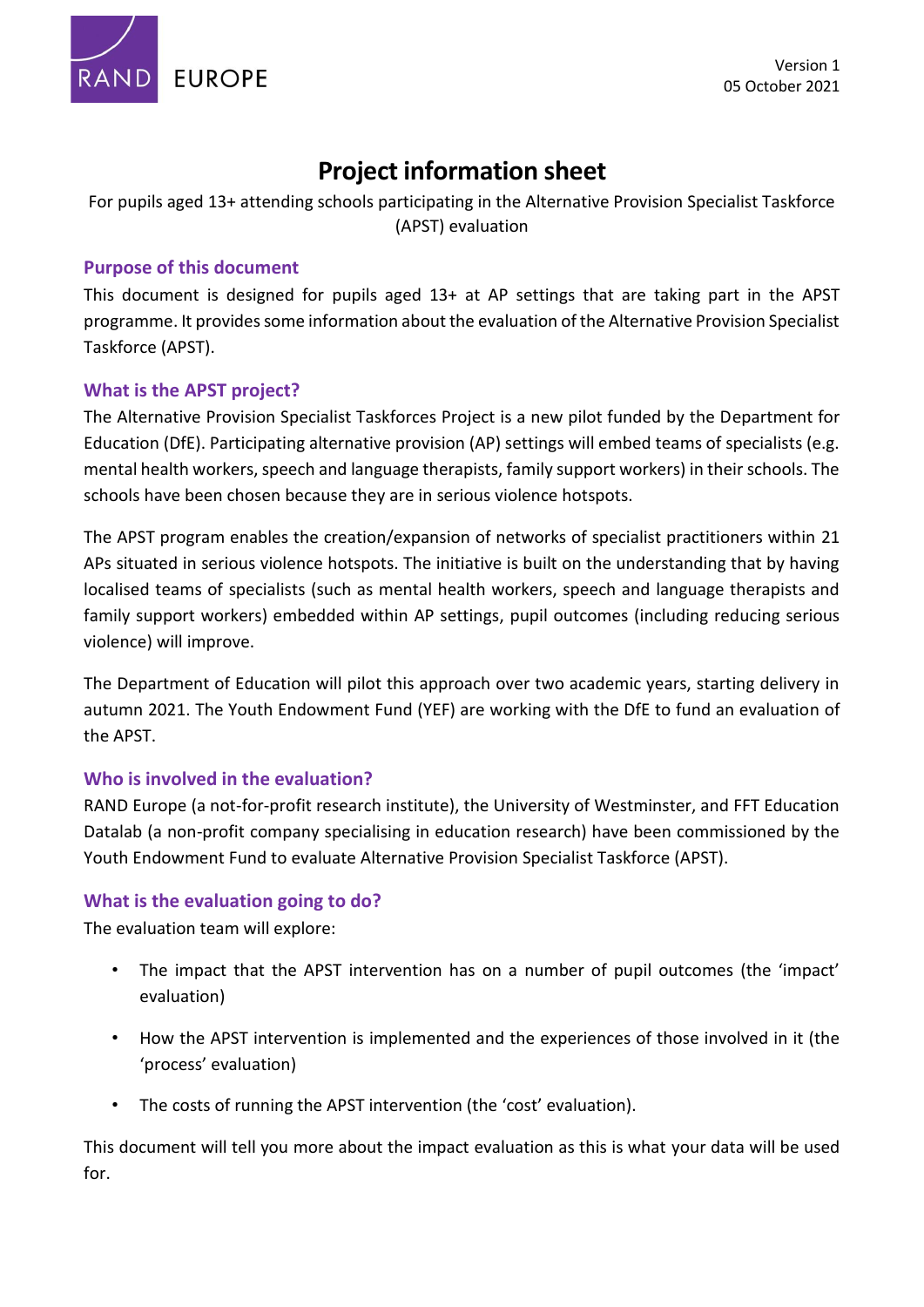RAND EUROPE

Version 1
05 October 2021

# Project information sheet

For pupils aged 13+ attending schools participating in the Alternative Provision Specialist Taskforce (APST) evaluation

## Purpose of this document

This document is designed for pupils aged 13+ at AP settings that are taking part in the APST programme. It provides some information about the evaluation of the Alternative Provision Specialist Taskforce (APST).

## What is the APST project?

The Alternative Provision Specialist Taskforces Project is a new pilot funded by the Department for Education (DfE). Participating alternative provision (AP) settings will embed teams of specialists (e.g. mental health workers, speech and language therapists, family support workers) in their schools. The schools have been chosen because they are in serious violence hotspots.

The APST program enables the creation/expansion of networks of specialist practitioners within 21 APs situated in serious violence hotspots. The initiative is built on the understanding that by having localised teams of specialists (such as mental health workers, speech and language therapists and family support workers) embedded within AP settings, pupil outcomes (including reducing serious violence) will improve.

The Department of Education will pilot this approach over two academic years, starting delivery in autumn 2021. The Youth Endowment Fund (YEF) are working with the DfE to fund an evaluation of the APST.

## Who is involved in the evaluation?

RAND Europe (a not-for-profit research institute), the University of Westminster, and FFT Education Datalab (a non-profit company specialising in education research) have been commissioned by the Youth Endowment Fund to evaluate Alternative Provision Specialist Taskforce (APST).

## What is the evaluation going to do?

The evaluation team will explore:

- The impact that the APST intervention has on a number of pupil outcomes (the 'impact' evaluation)
- How the APST intervention is implemented and the experiences of those involved in it (the 'process' evaluation)
- The costs of running the APST intervention (the 'cost' evaluation).

This document will tell you more about the impact evaluation as this is what your data will be used for.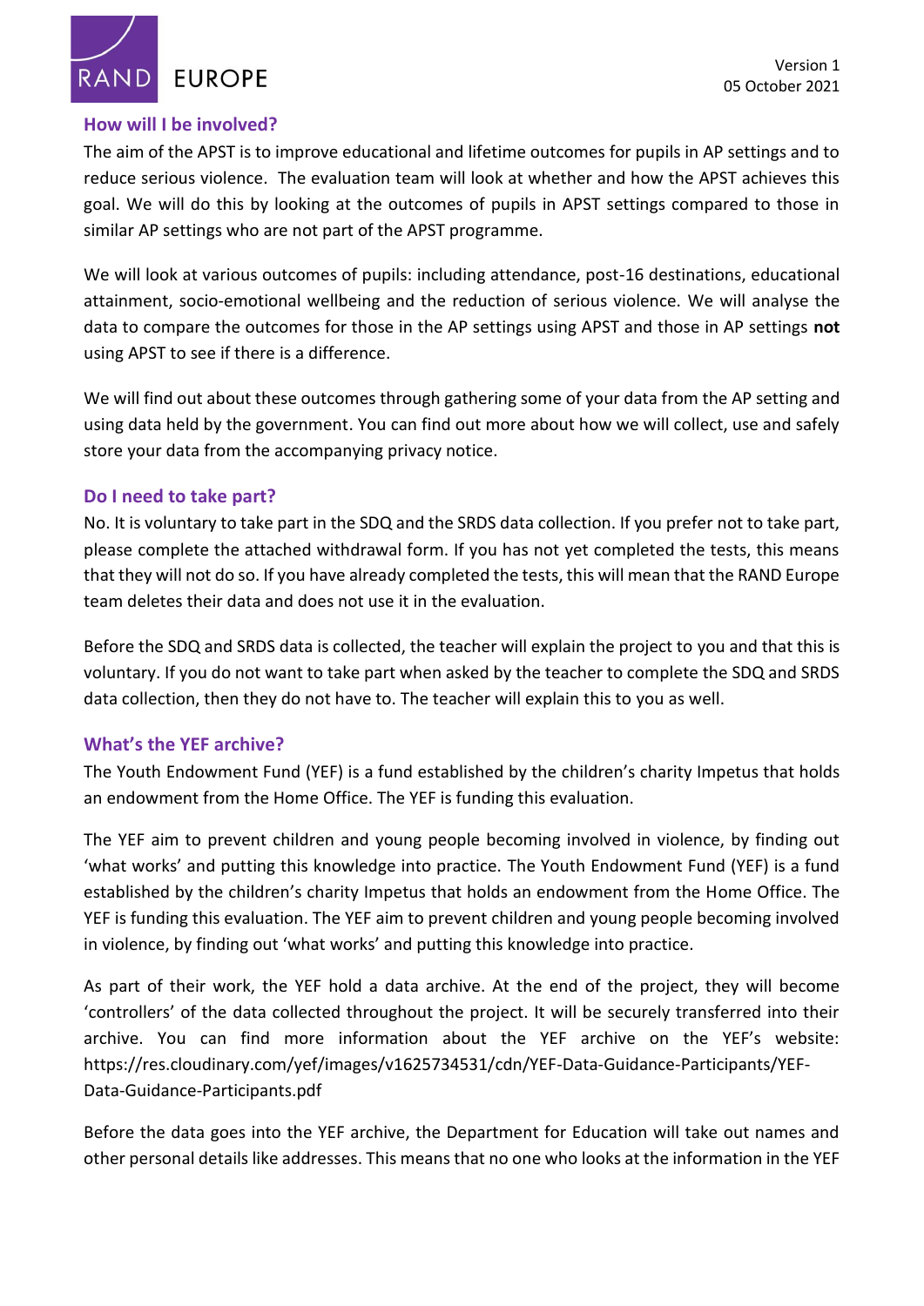## How will I be involved?

The aim of the APST is to improve educational and lifetime outcomes for pupils in AP settings and to reduce serious violence. The evaluation team will look at whether and how the APST achieves this goal. We will do this by looking at the outcomes of pupils in APST settings compared to those in similar AP settings who are not part of the APST programme.

We will look at various outcomes of pupils: including attendance, post-16 destinations, educational attainment, socio-emotional wellbeing and the reduction of serious violence. We will analyse the data to compare the outcomes for those in the AP settings using APST and those in AP settings **not** using APST to see if there is a difference.

We will find out about these outcomes through gathering some of your data from the AP setting and using data held by the government. You can find out more about how we will collect, use and safely store your data from the accompanying privacy notice.

## Do I need to take part?

No. It is voluntary to take part in the SDQ and the SRDS data collection. If you prefer not to take part, please complete the attached withdrawal form. If you has not yet completed the tests, this means that they will not do so. If you have already completed the tests, this will mean that the RAND Europe team deletes their data and does not use it in the evaluation.

Before the SDQ and SRDS data is collected, the teacher will explain the project to you and that this is voluntary. If you do not want to take part when asked by the teacher to complete the SDQ and SRDS data collection, then they do not have to. The teacher will explain this to you as well.

## What's the YEF archive?

The Youth Endowment Fund (YEF) is a fund established by the children's charity Impetus that holds an endowment from the Home Office. The YEF is funding this evaluation.

The YEF aim to prevent children and young people becoming involved in violence, by finding out 'what works' and putting this knowledge into practice. The Youth Endowment Fund (YEF) is a fund established by the children's charity Impetus that holds an endowment from the Home Office. The YEF is funding this evaluation. The YEF aim to prevent children and young people becoming involved in violence, by finding out 'what works' and putting this knowledge into practice.

As part of their work, the YEF hold a data archive. At the end of the project, they will become 'controllers' of the data collected throughout the project. It will be securely transferred into their archive. You can find more information about the YEF archive on the YEF's website: https://res.cloudinary.com/yef/images/v1625734531/cdn/YEF-Data-Guidance-Participants/YEF-Data-Guidance-Participants.pdf

Before the data goes into the YEF archive, the Department for Education will take out names and other personal details like addresses. This means that no one who looks at the information in the YEF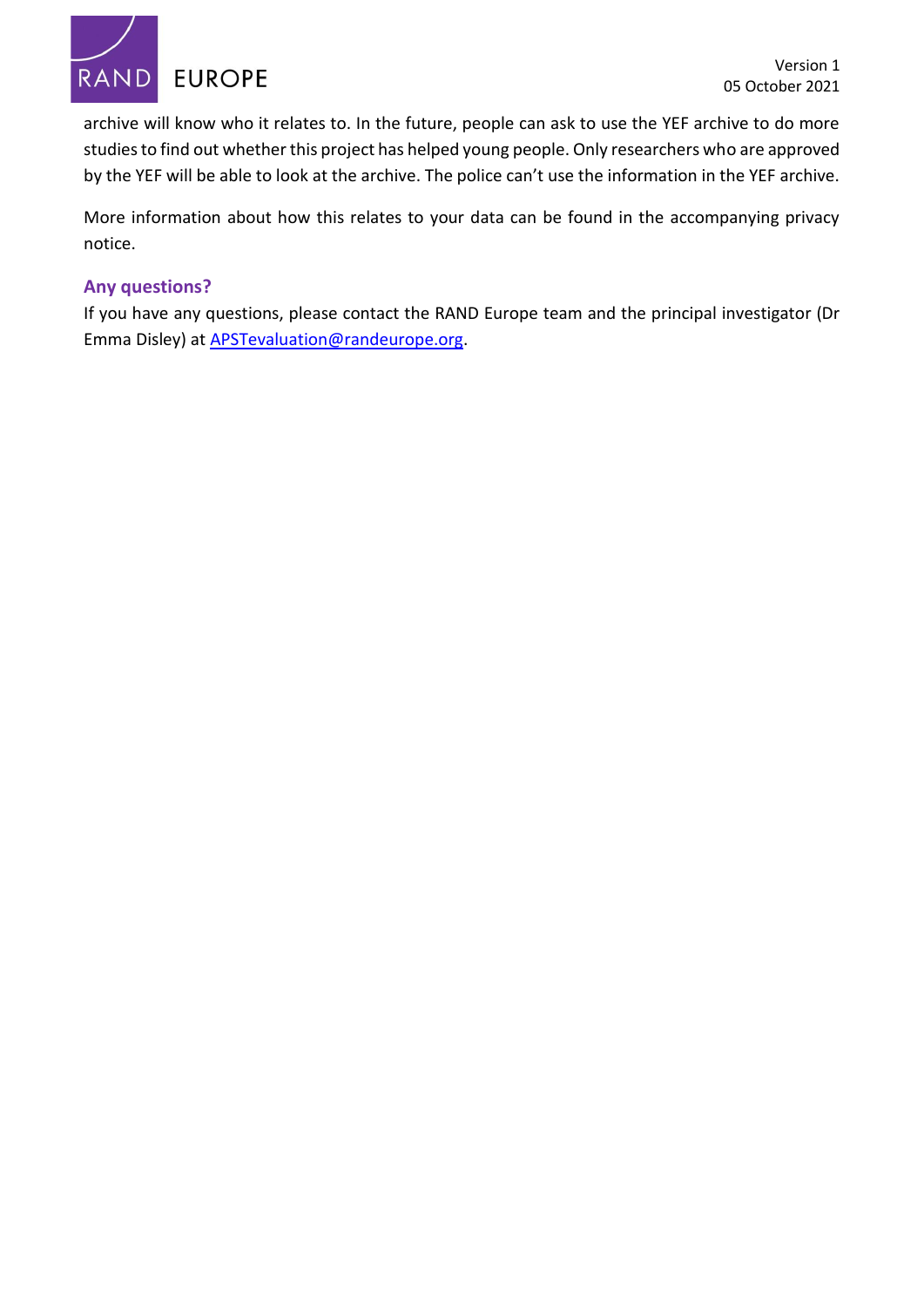archive will know who it relates to. In the future, people can ask to use the YEF archive to do more studies to find out whether this project has helped young people. Only researchers who are approved by the YEF will be able to look at the archive. The police can't use the information in the YEF archive.

More information about how this relates to your data can be found in the accompanying privacy notice.

### Any questions?

If you have any questions, please contact the RAND Europe team and the principal investigator (Dr Emma Disley) at APSTevaluation@randeurope.org.